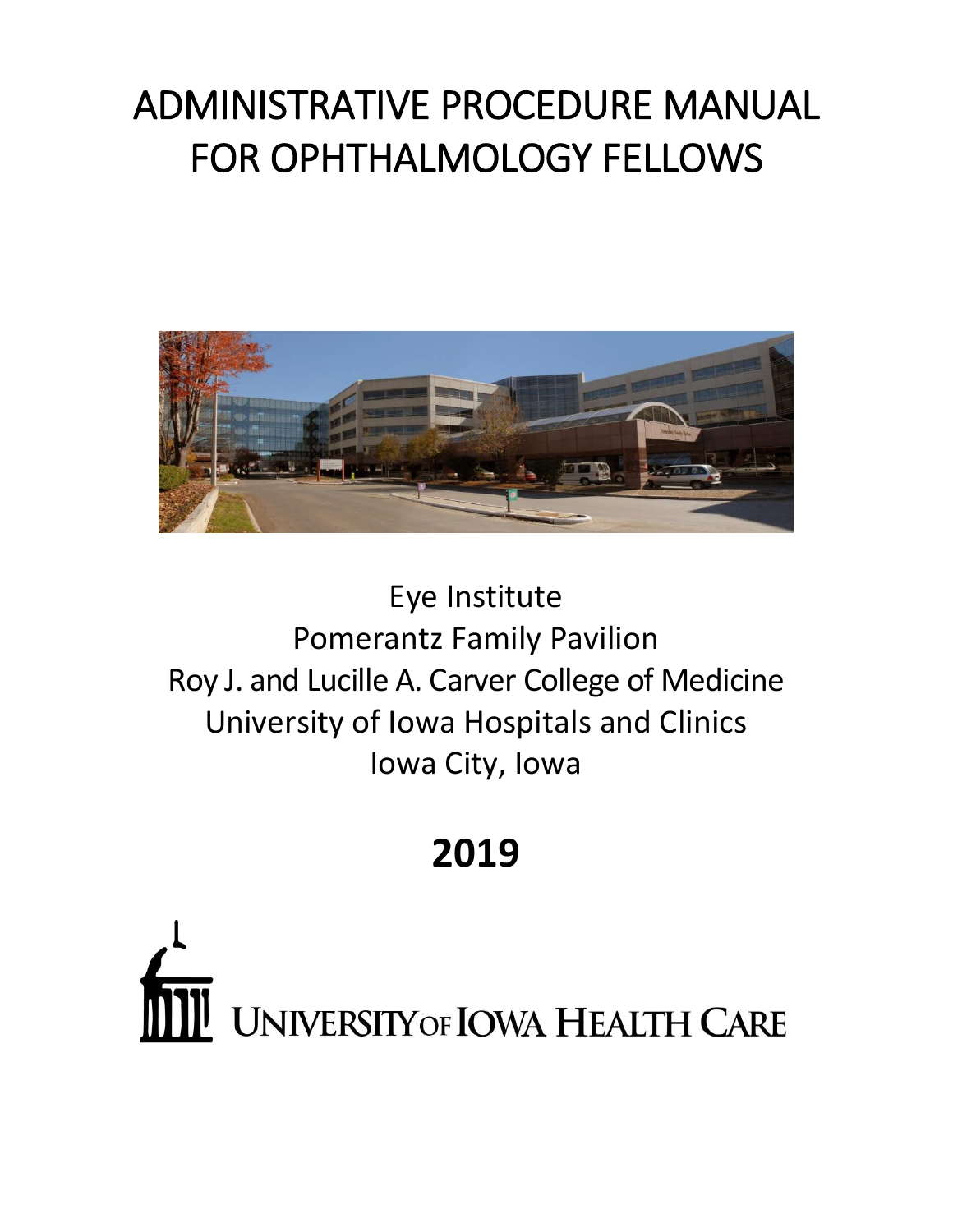# ADMINISTRATIVE PROCEDURE MANUAL FOR OPHTHALMOLOGY FELLOWS

Eye Institute
Pomerantz Family Pavilion
Roy J. and Lucille A. Carver College of Medicine
University of Iowa Hospitals and Clinics
Iowa City, Iowa

**2019**

UNIVERSITY OF IOWA HEALTH CARE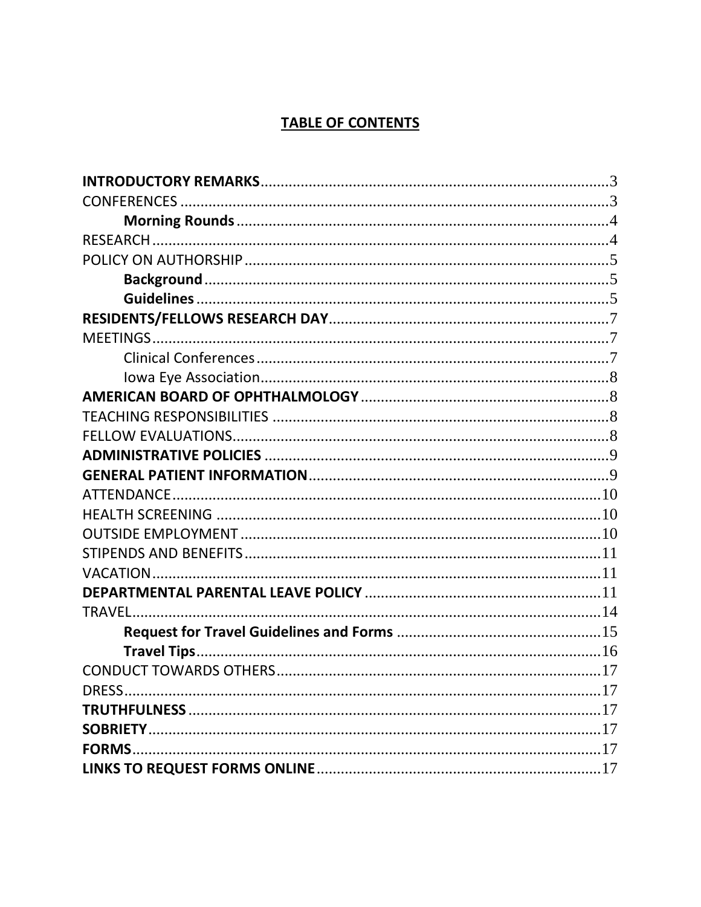# **TABLE OF CONTENTS**

**INTRODUCTORY REMARKS**......................................................................................3

CONFERENCES ..........................................................................................................3

**Morning Rounds**............................................................................................4

RESEARCH ..................................................................................................................4

POLICY ON AUTHORSHIP..........................................................................................5

**Background**....................................................................................................5

**Guidelines**......................................................................................................5

**RESIDENTS/FELLOWS RESEARCH DAY**.....................................................................7

MEETINGS...................................................................................................................7

Clinical Conferences........................................................................................7

Iowa Eye Association.......................................................................................8

**AMERICAN BOARD OF OPHTHALMOLOGY**.............................................................8

TEACHING RESPONSIBILITIES ...................................................................................8

FELLOW EVALUATIONS.............................................................................................8

**ADMINISTRATIVE POLICIES** .....................................................................................9

**GENERAL PATIENT INFORMATION**..........................................................................9

ATTENDANCE...........................................................................................................10

HEALTH SCREENING ...............................................................................................10

OUTSIDE EMPLOYMENT .........................................................................................10

STIPENDS AND BENEFITS........................................................................................11

VACATION................................................................................................................11

**DEPARTMENTAL PARENTAL LEAVE POLICY** ...........................................................11

TRAVEL.....................................................................................................................14

**Request for Travel Guidelines and Forms** ...................................................15

**Travel Tips**....................................................................................................16

CONDUCT TOWARDS OTHERS................................................................................17

DRESS.......................................................................................................................17

**TRUTHFULNESS** .......................................................................................................17

**SOBRIETY**.................................................................................................................17

**FORMS**.....................................................................................................................17

**LINKS TO REQUEST FORMS ONLINE**.......................................................................17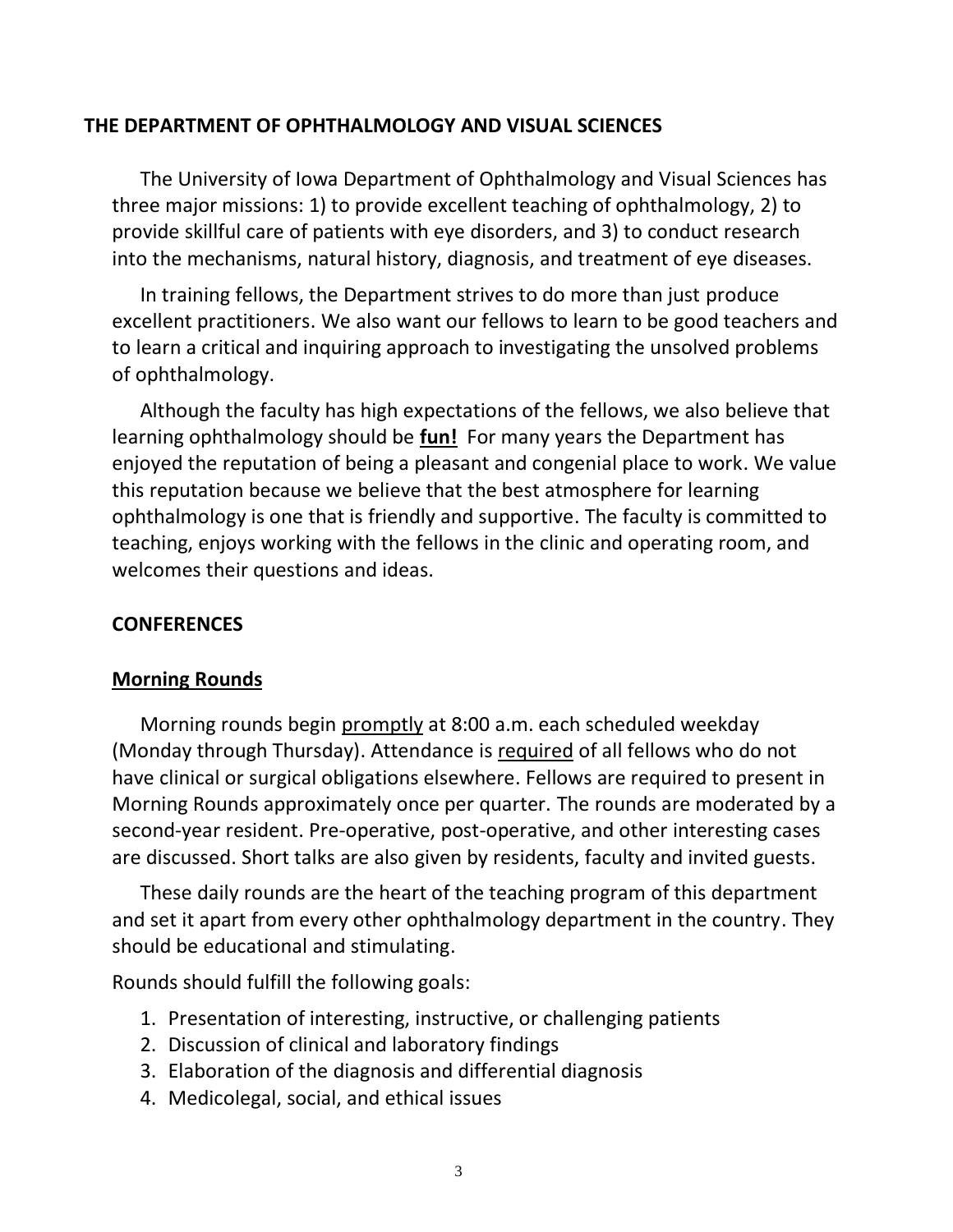## THE DEPARTMENT OF OPHTHALMOLOGY AND VISUAL SCIENCES

The University of Iowa Department of Ophthalmology and Visual Sciences has three major missions: 1) to provide excellent teaching of ophthalmology, 2) to provide skillful care of patients with eye disorders, and 3) to conduct research into the mechanisms, natural history, diagnosis, and treatment of eye diseases.

In training fellows, the Department strives to do more than just produce excellent practitioners. We also want our fellows to learn to be good teachers and to learn a critical and inquiring approach to investigating the unsolved problems of ophthalmology.

Although the faculty has high expectations of the fellows, we also believe that learning ophthalmology should be **fun!** For many years the Department has enjoyed the reputation of being a pleasant and congenial place to work. We value this reputation because we believe that the best atmosphere for learning ophthalmology is one that is friendly and supportive. The faculty is committed to teaching, enjoys working with the fellows in the clinic and operating room, and welcomes their questions and ideas.

## CONFERENCES

### Morning Rounds

Morning rounds begin promptly at 8:00 a.m. each scheduled weekday (Monday through Thursday). Attendance is required of all fellows who do not have clinical or surgical obligations elsewhere. Fellows are required to present in Morning Rounds approximately once per quarter. The rounds are moderated by a second-year resident. Pre-operative, post-operative, and other interesting cases are discussed. Short talks are also given by residents, faculty and invited guests.

These daily rounds are the heart of the teaching program of this department and set it apart from every other ophthalmology department in the country. They should be educational and stimulating.

Rounds should fulfill the following goals:

1. Presentation of interesting, instructive, or challenging patients
2. Discussion of clinical and laboratory findings
3. Elaboration of the diagnosis and differential diagnosis
4. Medicolegal, social, and ethical issues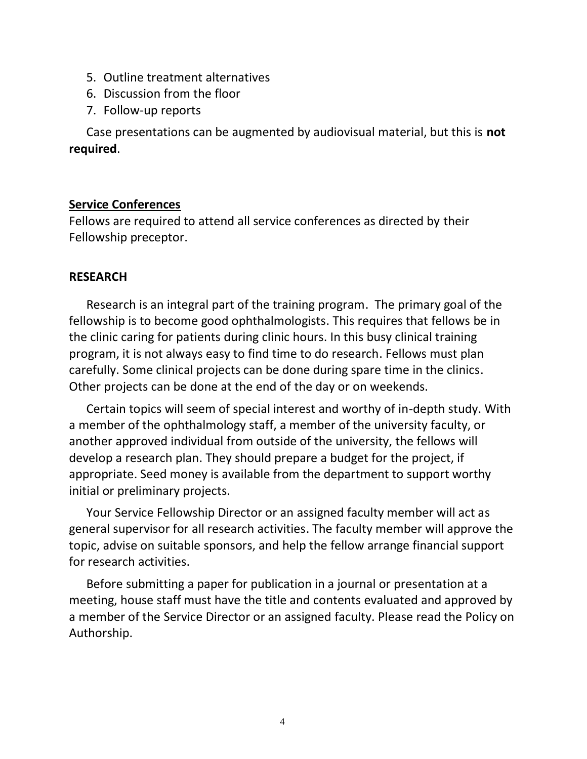5. Outline treatment alternatives
6. Discussion from the floor
7. Follow-up reports

Case presentations can be augmented by audiovisual material, but this is **not required**.

## Service Conferences

Fellows are required to attend all service conferences as directed by their Fellowship preceptor.

## RESEARCH

Research is an integral part of the training program. The primary goal of the fellowship is to become good ophthalmologists. This requires that fellows be in the clinic caring for patients during clinic hours. In this busy clinical training program, it is not always easy to find time to do research. Fellows must plan carefully. Some clinical projects can be done during spare time in the clinics. Other projects can be done at the end of the day or on weekends.

Certain topics will seem of special interest and worthy of in-depth study. With a member of the ophthalmology staff, a member of the university faculty, or another approved individual from outside of the university, the fellows will develop a research plan. They should prepare a budget for the project, if appropriate. Seed money is available from the department to support worthy initial or preliminary projects.

Your Service Fellowship Director or an assigned faculty member will act as general supervisor for all research activities. The faculty member will approve the topic, advise on suitable sponsors, and help the fellow arrange financial support for research activities.

Before submitting a paper for publication in a journal or presentation at a meeting, house staff must have the title and contents evaluated and approved by a member of the Service Director or an assigned faculty. Please read the Policy on Authorship.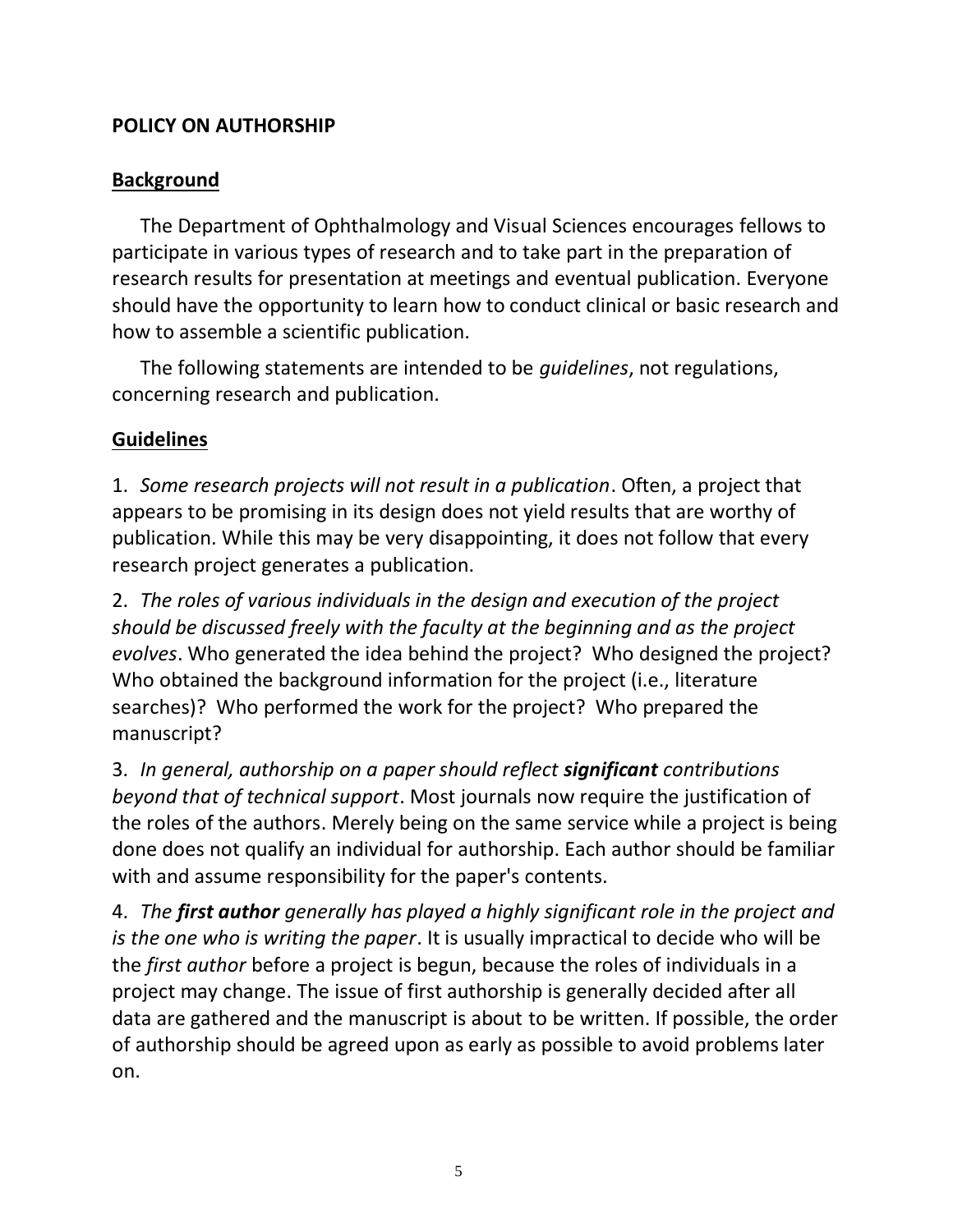## POLICY ON AUTHORSHIP

### Background

The Department of Ophthalmology and Visual Sciences encourages fellows to participate in various types of research and to take part in the preparation of research results for presentation at meetings and eventual publication. Everyone should have the opportunity to learn how to conduct clinical or basic research and how to assemble a scientific publication.

The following statements are intended to be *guidelines*, not regulations, concerning research and publication.

### Guidelines

1. *Some research projects will not result in a publication*. Often, a project that appears to be promising in its design does not yield results that are worthy of publication. While this may be very disappointing, it does not follow that every research project generates a publication.

2. *The roles of various individuals in the design and execution of the project should be discussed freely with the faculty at the beginning and as the project evolves*. Who generated the idea behind the project? Who designed the project? Who obtained the background information for the project (i.e., literature searches)? Who performed the work for the project? Who prepared the manuscript?

3. *In general, authorship on a paper should reflect **significant** contributions beyond that of technical support*. Most journals now require the justification of the roles of the authors. Merely being on the same service while a project is being done does not qualify an individual for authorship. Each author should be familiar with and assume responsibility for the paper's contents.

4. *The **first author** generally has played a highly significant role in the project and is the one who is writing the paper*. It is usually impractical to decide who will be the *first author* before a project is begun, because the roles of individuals in a project may change. The issue of first authorship is generally decided after all data are gathered and the manuscript is about to be written. If possible, the order of authorship should be agreed upon as early as possible to avoid problems later on.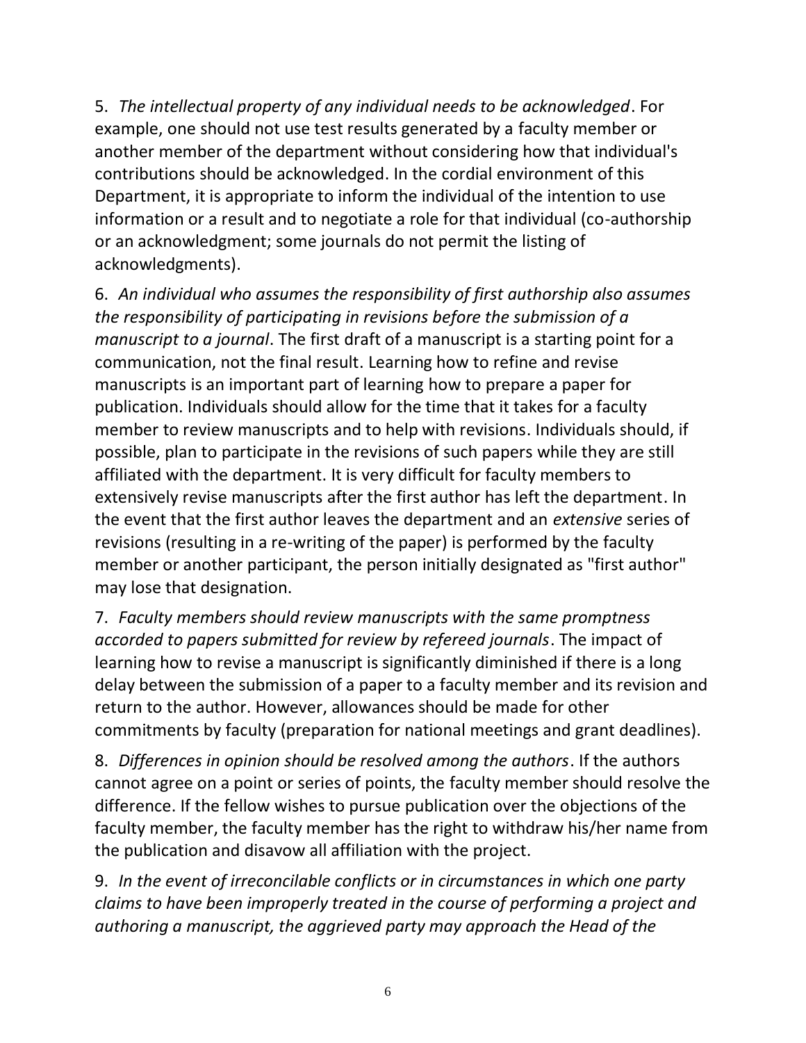5. *The intellectual property of any individual needs to be acknowledged*. For example, one should not use test results generated by a faculty member or another member of the department without considering how that individual's contributions should be acknowledged. In the cordial environment of this Department, it is appropriate to inform the individual of the intention to use information or a result and to negotiate a role for that individual (co-authorship or an acknowledgment; some journals do not permit the listing of acknowledgments).

6. *An individual who assumes the responsibility of first authorship also assumes the responsibility of participating in revisions before the submission of a manuscript to a journal*. The first draft of a manuscript is a starting point for a communication, not the final result. Learning how to refine and revise manuscripts is an important part of learning how to prepare a paper for publication. Individuals should allow for the time that it takes for a faculty member to review manuscripts and to help with revisions. Individuals should, if possible, plan to participate in the revisions of such papers while they are still affiliated with the department. It is very difficult for faculty members to extensively revise manuscripts after the first author has left the department. In the event that the first author leaves the department and an *extensive* series of revisions (resulting in a re-writing of the paper) is performed by the faculty member or another participant, the person initially designated as "first author" may lose that designation.

7. *Faculty members should review manuscripts with the same promptness accorded to papers submitted for review by refereed journals*. The impact of learning how to revise a manuscript is significantly diminished if there is a long delay between the submission of a paper to a faculty member and its revision and return to the author. However, allowances should be made for other commitments by faculty (preparation for national meetings and grant deadlines).

8. *Differences in opinion should be resolved among the authors*. If the authors cannot agree on a point or series of points, the faculty member should resolve the difference. If the fellow wishes to pursue publication over the objections of the faculty member, the faculty member has the right to withdraw his/her name from the publication and disavow all affiliation with the project.

9. *In the event of irreconcilable conflicts or in circumstances in which one party claims to have been improperly treated in the course of performing a project and authoring a manuscript, the aggrieved party may approach the Head of the*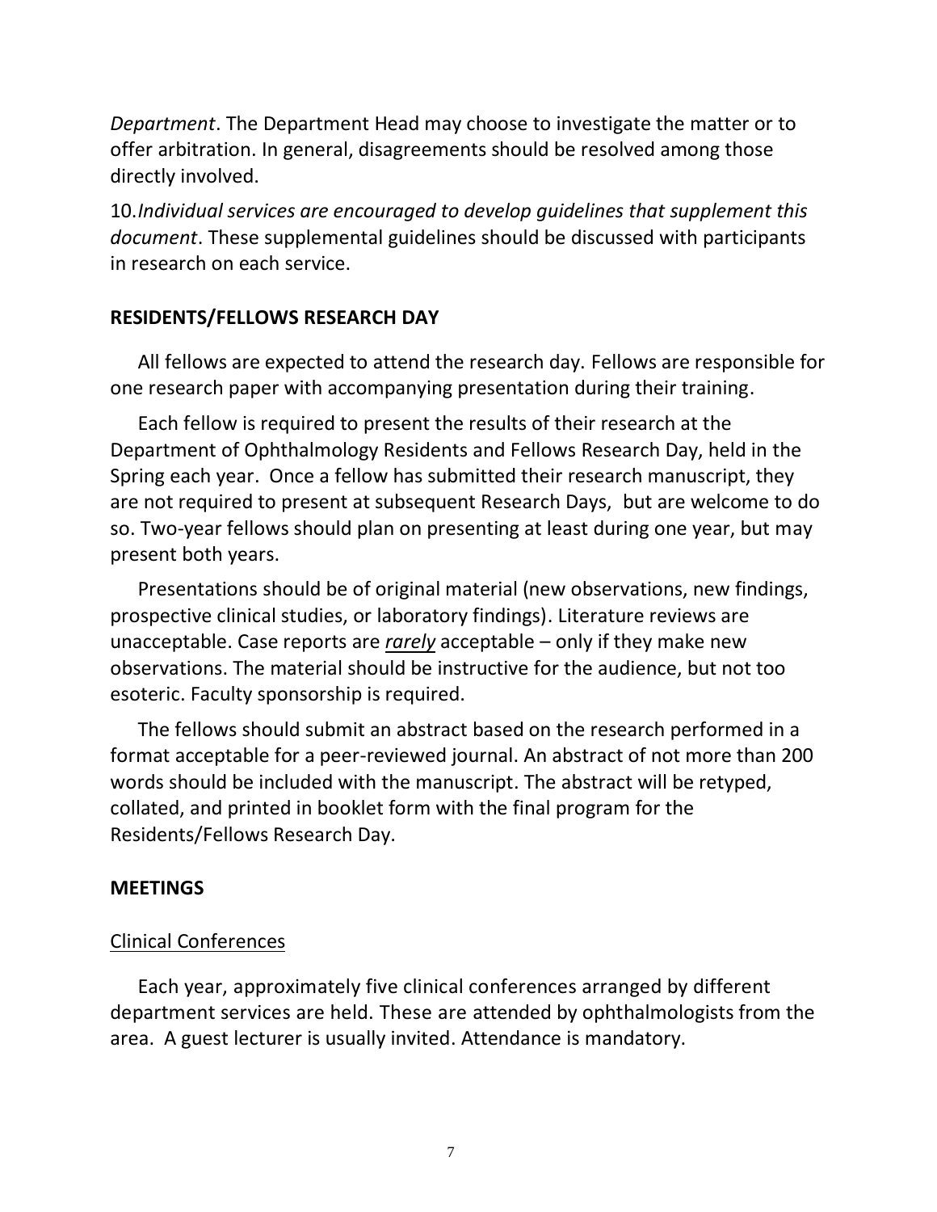*Department*. The Department Head may choose to investigate the matter or to offer arbitration. In general, disagreements should be resolved among those directly involved.

10.*Individual services are encouraged to develop guidelines that supplement this document*. These supplemental guidelines should be discussed with participants in research on each service.

## RESIDENTS/FELLOWS RESEARCH DAY

All fellows are expected to attend the research day. Fellows are responsible for one research paper with accompanying presentation during their training.

Each fellow is required to present the results of their research at the Department of Ophthalmology Residents and Fellows Research Day, held in the Spring each year. Once a fellow has submitted their research manuscript, they are not required to present at subsequent Research Days, but are welcome to do so. Two-year fellows should plan on presenting at least during one year, but may present both years.

Presentations should be of original material (new observations, new findings, prospective clinical studies, or laboratory findings). Literature reviews are unacceptable. Case reports are ***rarely*** acceptable – only if they make new observations. The material should be instructive for the audience, but not too esoteric. Faculty sponsorship is required.

The fellows should submit an abstract based on the research performed in a format acceptable for a peer-reviewed journal. An abstract of not more than 200 words should be included with the manuscript. The abstract will be retyped, collated, and printed in booklet form with the final program for the Residents/Fellows Research Day.

## MEETINGS

### Clinical Conferences

Each year, approximately five clinical conferences arranged by different department services are held. These are attended by ophthalmologists from the area. A guest lecturer is usually invited. Attendance is mandatory.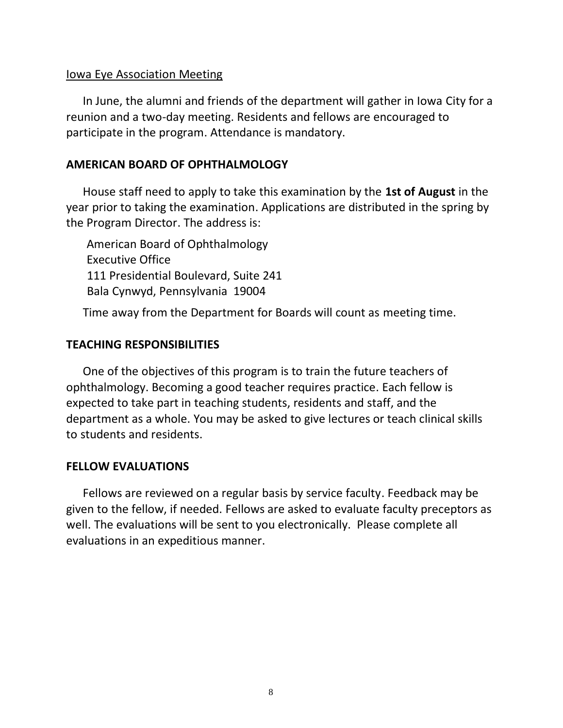<u>Iowa Eye Association Meeting</u>

In June, the alumni and friends of the department will gather in Iowa City for a reunion and a two-day meeting. Residents and fellows are encouraged to participate in the program. Attendance is mandatory.

## AMERICAN BOARD OF OPHTHALMOLOGY

House staff need to apply to take this examination by the **1st of August** in the year prior to taking the examination. Applications are distributed in the spring by the Program Director. The address is:

American Board of Ophthalmology
Executive Office
111 Presidential Boulevard, Suite 241
Bala Cynwyd, Pennsylvania 19004

Time away from the Department for Boards will count as meeting time.

## TEACHING RESPONSIBILITIES

One of the objectives of this program is to train the future teachers of ophthalmology. Becoming a good teacher requires practice. Each fellow is expected to take part in teaching students, residents and staff, and the department as a whole. You may be asked to give lectures or teach clinical skills to students and residents.

## FELLOW EVALUATIONS

Fellows are reviewed on a regular basis by service faculty. Feedback may be given to the fellow, if needed. Fellows are asked to evaluate faculty preceptors as well. The evaluations will be sent to you electronically. Please complete all evaluations in an expeditious manner.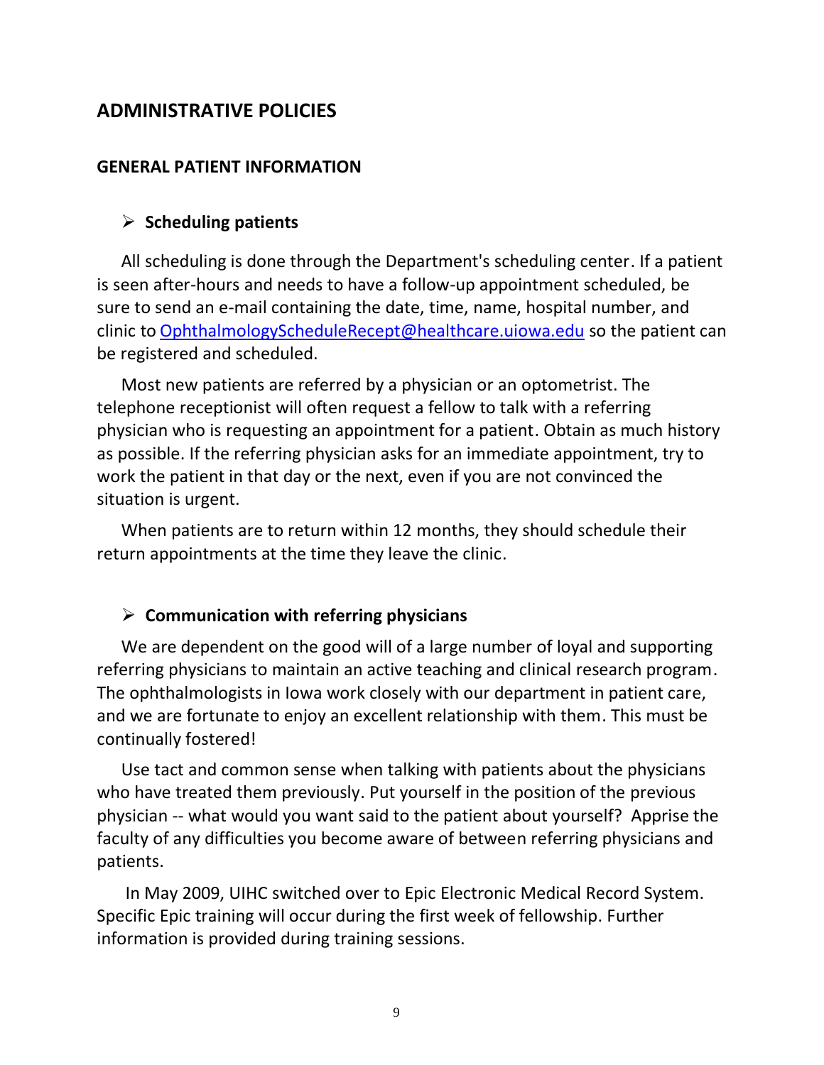# ADMINISTRATIVE POLICIES

## GENERAL PATIENT INFORMATION

### ➢ Scheduling patients

All scheduling is done through the Department's scheduling center. If a patient is seen after-hours and needs to have a follow-up appointment scheduled, be sure to send an e-mail containing the date, time, name, hospital number, and clinic to OphthalmologyScheduleRecept@healthcare.uiowa.edu so the patient can be registered and scheduled.

Most new patients are referred by a physician or an optometrist. The telephone receptionist will often request a fellow to talk with a referring physician who is requesting an appointment for a patient. Obtain as much history as possible. If the referring physician asks for an immediate appointment, try to work the patient in that day or the next, even if you are not convinced the situation is urgent.

When patients are to return within 12 months, they should schedule their return appointments at the time they leave the clinic.

### ➢ Communication with referring physicians

We are dependent on the good will of a large number of loyal and supporting referring physicians to maintain an active teaching and clinical research program. The ophthalmologists in Iowa work closely with our department in patient care, and we are fortunate to enjoy an excellent relationship with them. This must be continually fostered!

Use tact and common sense when talking with patients about the physicians who have treated them previously. Put yourself in the position of the previous physician -- what would you want said to the patient about yourself? Apprise the faculty of any difficulties you become aware of between referring physicians and patients.

In May 2009, UIHC switched over to Epic Electronic Medical Record System. Specific Epic training will occur during the first week of fellowship. Further information is provided during training sessions.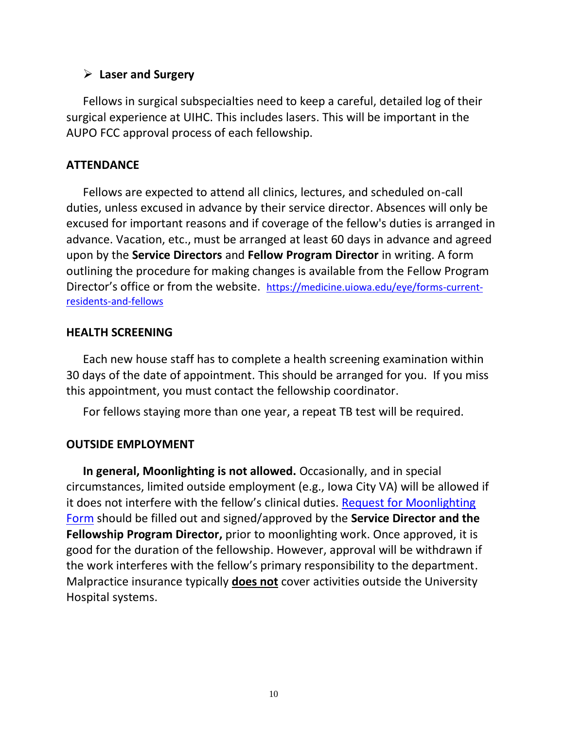- **Laser and Surgery**

Fellows in surgical subspecialties need to keep a careful, detailed log of their surgical experience at UIHC. This includes lasers. This will be important in the AUPO FCC approval process of each fellowship.

## ATTENDANCE

Fellows are expected to attend all clinics, lectures, and scheduled on-call duties, unless excused in advance by their service director. Absences will only be excused for important reasons and if coverage of the fellow's duties is arranged in advance. Vacation, etc., must be arranged at least 60 days in advance and agreed upon by the **Service Directors** and **Fellow Program Director** in writing. A form outlining the procedure for making changes is available from the Fellow Program Director's office or from the website. [https://medicine.uiowa.edu/eye/forms-current-residents-and-fellows](https://medicine.uiowa.edu/eye/forms-current-residents-and-fellows)

## HEALTH SCREENING

Each new house staff has to complete a health screening examination within 30 days of the date of appointment. This should be arranged for you. If you miss this appointment, you must contact the fellowship coordinator.

For fellows staying more than one year, a repeat TB test will be required.

## OUTSIDE EMPLOYMENT

**In general, Moonlighting is not allowed.** Occasionally, and in special circumstances, limited outside employment (e.g., Iowa City VA) will be allowed if it does not interfere with the fellow's clinical duties. Request for Moonlighting Form should be filled out and signed/approved by the **Service Director and the Fellowship Program Director,** prior to moonlighting work. Once approved, it is good for the duration of the fellowship. However, approval will be withdrawn if the work interferes with the fellow's primary responsibility to the department. Malpractice insurance typically **does not** cover activities outside the University Hospital systems.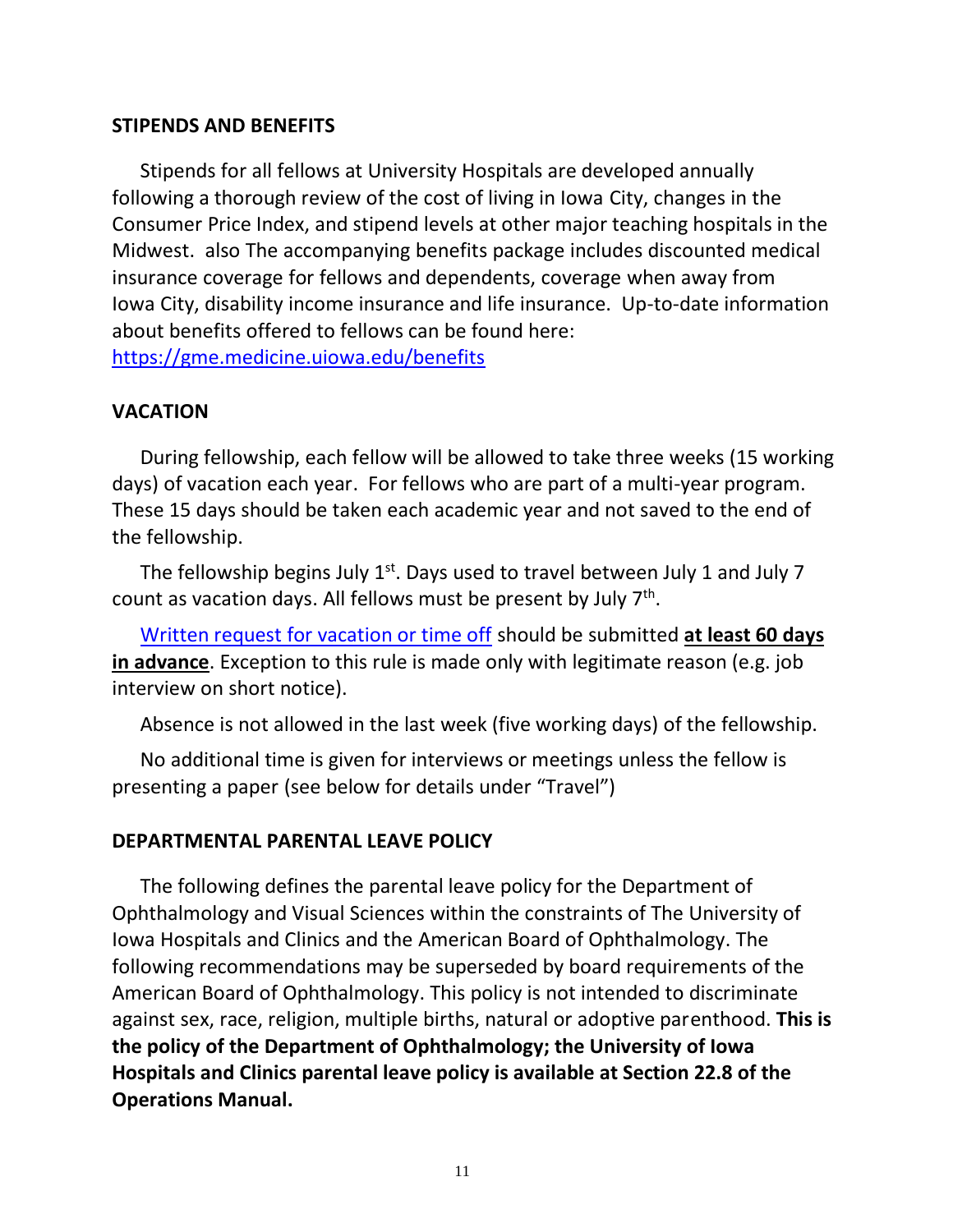## STIPENDS AND BENEFITS

Stipends for all fellows at University Hospitals are developed annually following a thorough review of the cost of living in Iowa City, changes in the Consumer Price Index, and stipend levels at other major teaching hospitals in the Midwest. also The accompanying benefits package includes discounted medical insurance coverage for fellows and dependents, coverage when away from Iowa City, disability income insurance and life insurance. Up-to-date information about benefits offered to fellows can be found here: [https://gme.medicine.uiowa.edu/benefits](https://gme.medicine.uiowa.edu/benefits)

## VACATION

During fellowship, each fellow will be allowed to take three weeks (15 working days) of vacation each year. For fellows who are part of a multi-year program. These 15 days should be taken each academic year and not saved to the end of the fellowship.

The fellowship begins July 1st. Days used to travel between July 1 and July 7 count as vacation days. All fellows must be present by July 7th.

Written request for vacation or time off should be submitted **at least 60 days in advance**. Exception to this rule is made only with legitimate reason (e.g. job interview on short notice).

Absence is not allowed in the last week (five working days) of the fellowship.

No additional time is given for interviews or meetings unless the fellow is presenting a paper (see below for details under "Travel")

## DEPARTMENTAL PARENTAL LEAVE POLICY

The following defines the parental leave policy for the Department of Ophthalmology and Visual Sciences within the constraints of The University of Iowa Hospitals and Clinics and the American Board of Ophthalmology. The following recommendations may be superseded by board requirements of the American Board of Ophthalmology. This policy is not intended to discriminate against sex, race, religion, multiple births, natural or adoptive parenthood. **This is the policy of the Department of Ophthalmology; the University of Iowa Hospitals and Clinics parental leave policy is available at Section 22.8 of the Operations Manual.**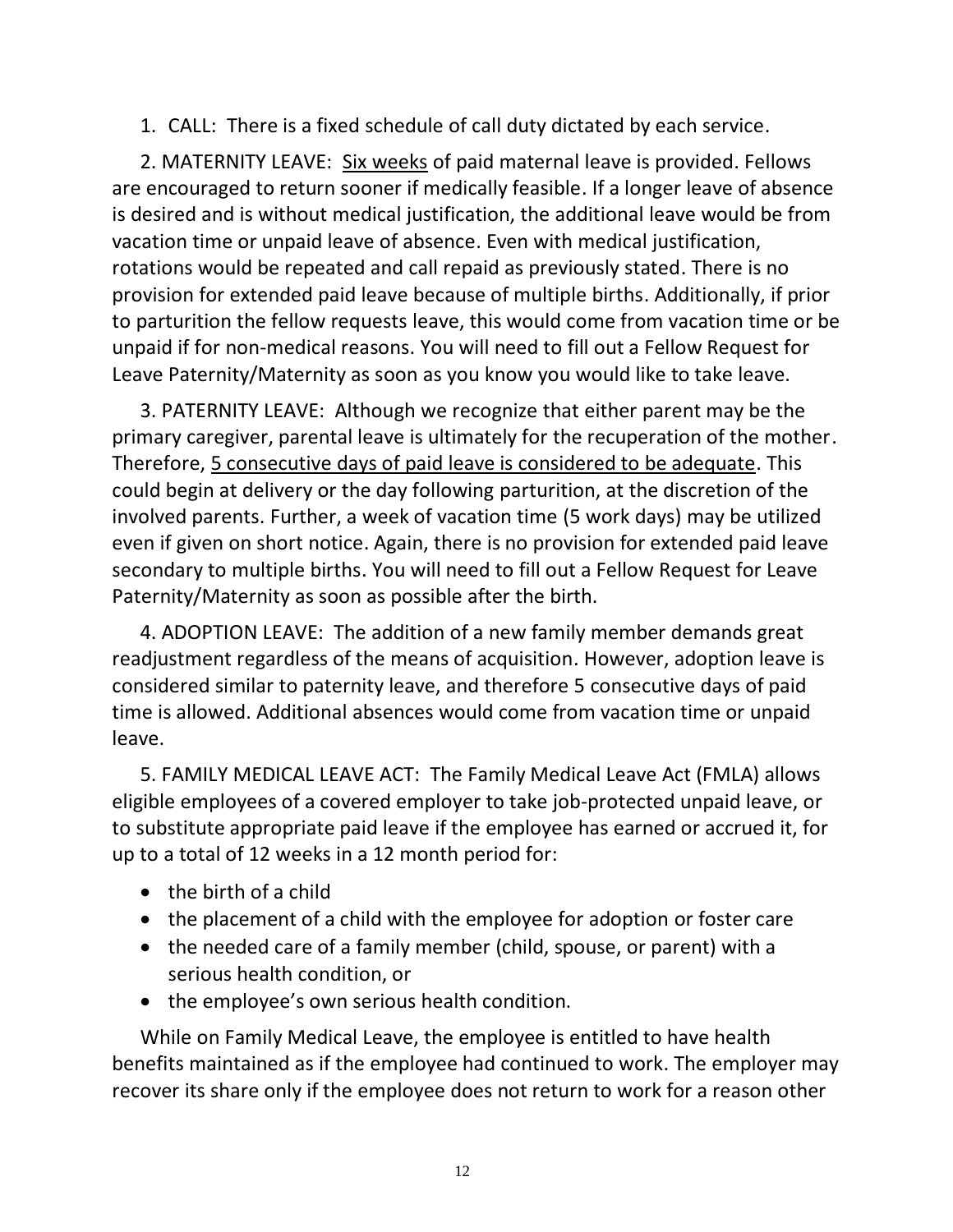1. CALL: There is a fixed schedule of call duty dictated by each service.

2. MATERNITY LEAVE: <u>Six weeks</u> of paid maternal leave is provided. Fellows are encouraged to return sooner if medically feasible. If a longer leave of absence is desired and is without medical justification, the additional leave would be from vacation time or unpaid leave of absence. Even with medical justification, rotations would be repeated and call repaid as previously stated. There is no provision for extended paid leave because of multiple births. Additionally, if prior to parturition the fellow requests leave, this would come from vacation time or be unpaid if for non-medical reasons. You will need to fill out a Fellow Request for Leave Paternity/Maternity as soon as you know you would like to take leave.

3. PATERNITY LEAVE: Although we recognize that either parent may be the primary caregiver, parental leave is ultimately for the recuperation of the mother. Therefore, <u>5 consecutive days of paid leave is considered to be adequate</u>. This could begin at delivery or the day following parturition, at the discretion of the involved parents. Further, a week of vacation time (5 work days) may be utilized even if given on short notice. Again, there is no provision for extended paid leave secondary to multiple births. You will need to fill out a Fellow Request for Leave Paternity/Maternity as soon as possible after the birth.

4. ADOPTION LEAVE: The addition of a new family member demands great readjustment regardless of the means of acquisition. However, adoption leave is considered similar to paternity leave, and therefore 5 consecutive days of paid time is allowed. Additional absences would come from vacation time or unpaid leave.

5. FAMILY MEDICAL LEAVE ACT: The Family Medical Leave Act (FMLA) allows eligible employees of a covered employer to take job-protected unpaid leave, or to substitute appropriate paid leave if the employee has earned or accrued it, for up to a total of 12 weeks in a 12 month period for:

- the birth of a child
- the placement of a child with the employee for adoption or foster care
- the needed care of a family member (child, spouse, or parent) with a serious health condition, or
- the employee's own serious health condition.

While on Family Medical Leave, the employee is entitled to have health benefits maintained as if the employee had continued to work. The employer may recover its share only if the employee does not return to work for a reason other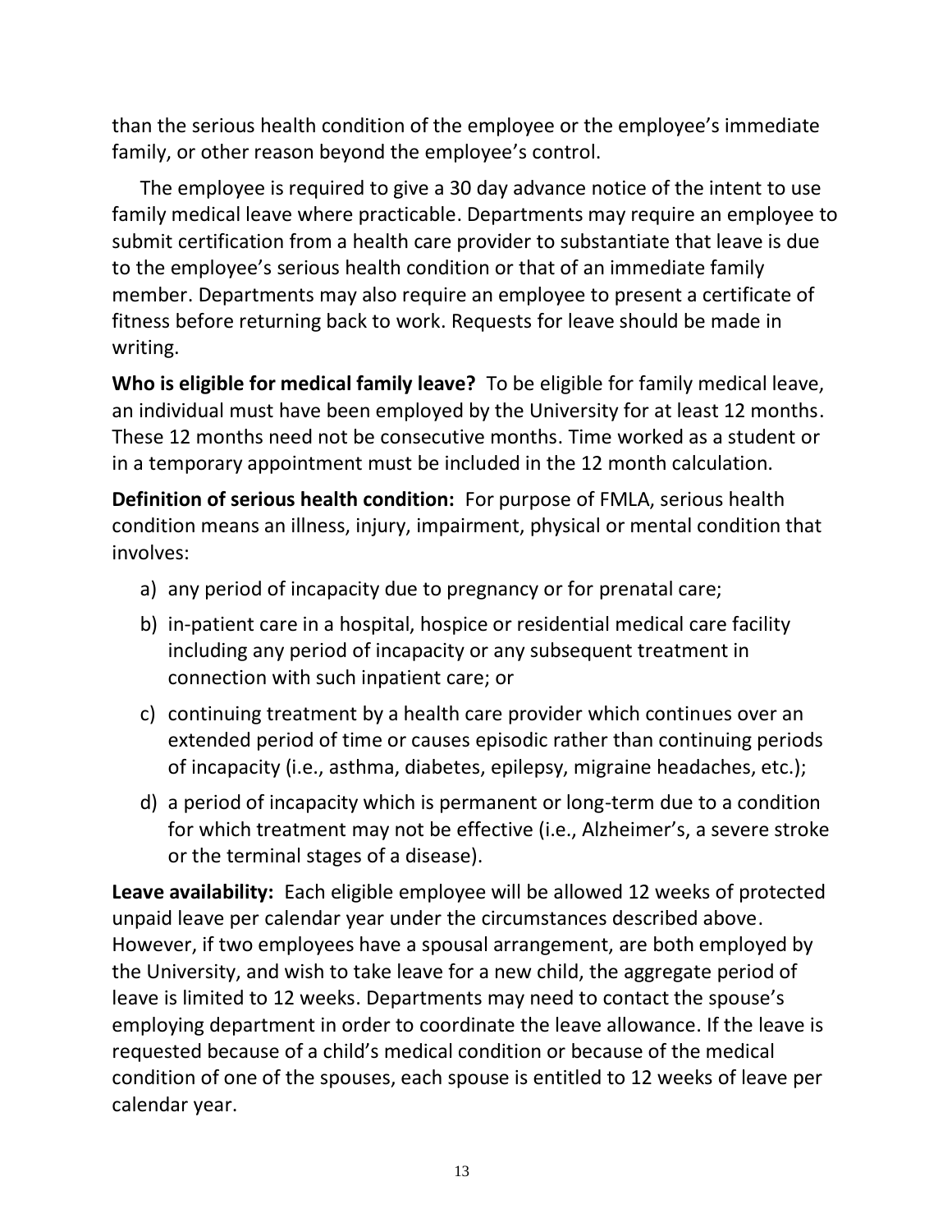than the serious health condition of the employee or the employee's immediate family, or other reason beyond the employee's control.

The employee is required to give a 30 day advance notice of the intent to use family medical leave where practicable. Departments may require an employee to submit certification from a health care provider to substantiate that leave is due to the employee's serious health condition or that of an immediate family member. Departments may also require an employee to present a certificate of fitness before returning back to work. Requests for leave should be made in writing.

**Who is eligible for medical family leave?** To be eligible for family medical leave, an individual must have been employed by the University for at least 12 months. These 12 months need not be consecutive months. Time worked as a student or in a temporary appointment must be included in the 12 month calculation.

**Definition of serious health condition:** For purpose of FMLA, serious health condition means an illness, injury, impairment, physical or mental condition that involves:

a) any period of incapacity due to pregnancy or for prenatal care;

b) in-patient care in a hospital, hospice or residential medical care facility including any period of incapacity or any subsequent treatment in connection with such inpatient care; or

c) continuing treatment by a health care provider which continues over an extended period of time or causes episodic rather than continuing periods of incapacity (i.e., asthma, diabetes, epilepsy, migraine headaches, etc.);

d) a period of incapacity which is permanent or long-term due to a condition for which treatment may not be effective (i.e., Alzheimer's, a severe stroke or the terminal stages of a disease).

**Leave availability:** Each eligible employee will be allowed 12 weeks of protected unpaid leave per calendar year under the circumstances described above. However, if two employees have a spousal arrangement, are both employed by the University, and wish to take leave for a new child, the aggregate period of leave is limited to 12 weeks. Departments may need to contact the spouse's employing department in order to coordinate the leave allowance. If the leave is requested because of a child's medical condition or because of the medical condition of one of the spouses, each spouse is entitled to 12 weeks of leave per calendar year.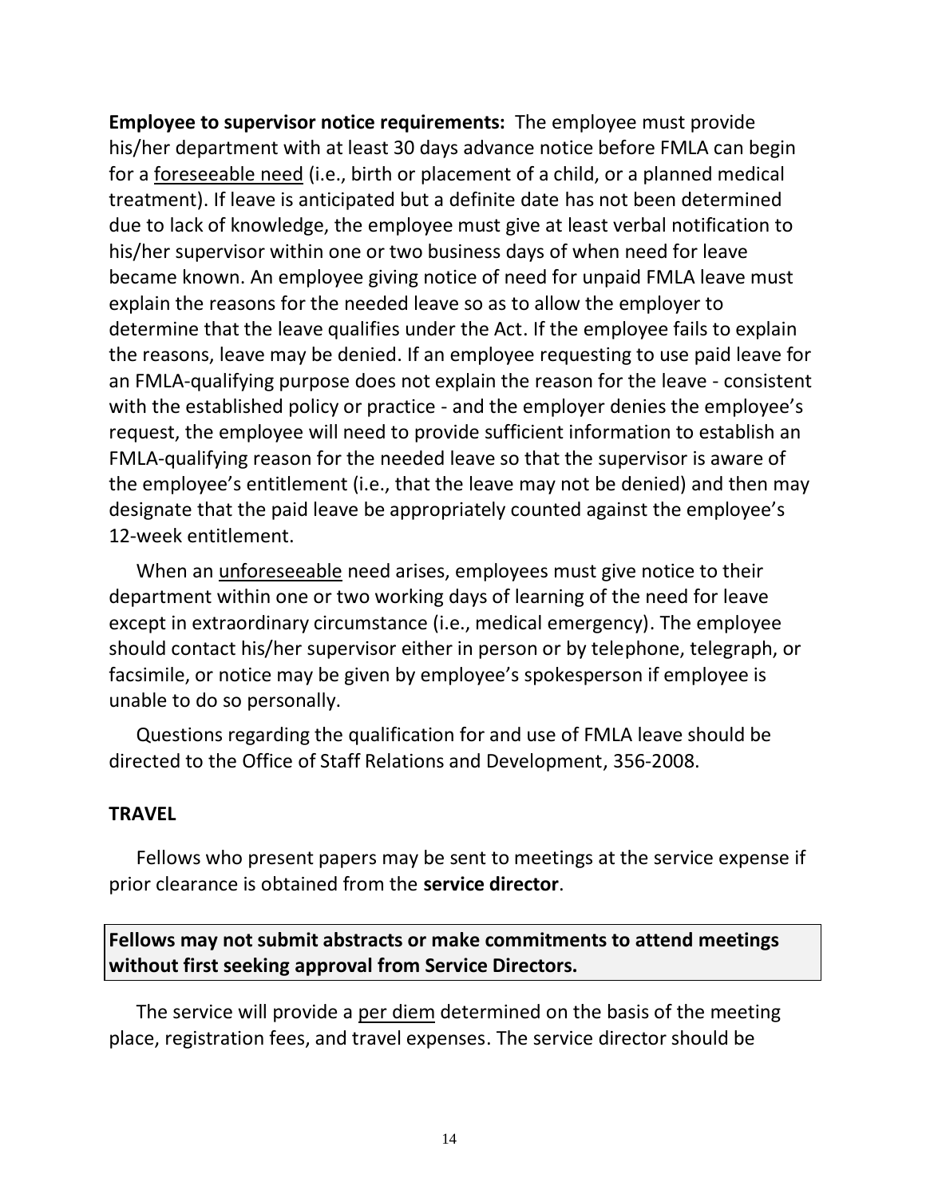**Employee to supervisor notice requirements:** The employee must provide his/her department with at least 30 days advance notice before FMLA can begin for a <u>foreseeable need</u> (i.e., birth or placement of a child, or a planned medical treatment). If leave is anticipated but a definite date has not been determined due to lack of knowledge, the employee must give at least verbal notification to his/her supervisor within one or two business days of when need for leave became known. An employee giving notice of need for unpaid FMLA leave must explain the reasons for the needed leave so as to allow the employer to determine that the leave qualifies under the Act. If the employee fails to explain the reasons, leave may be denied. If an employee requesting to use paid leave for an FMLA-qualifying purpose does not explain the reason for the leave - consistent with the established policy or practice - and the employer denies the employee's request, the employee will need to provide sufficient information to establish an FMLA-qualifying reason for the needed leave so that the supervisor is aware of the employee's entitlement (i.e., that the leave may not be denied) and then may designate that the paid leave be appropriately counted against the employee's 12-week entitlement.

When an <u>unforeseeable</u> need arises, employees must give notice to their department within one or two working days of learning of the need for leave except in extraordinary circumstance (i.e., medical emergency). The employee should contact his/her supervisor either in person or by telephone, telegraph, or facsimile, or notice may be given by employee's spokesperson if employee is unable to do so personally.

Questions regarding the qualification for and use of FMLA leave should be directed to the Office of Staff Relations and Development, 356-2008.

## TRAVEL

Fellows who present papers may be sent to meetings at the service expense if prior clearance is obtained from the **service director**.

**Fellows may not submit abstracts or make commitments to attend meetings without first seeking approval from Service Directors.**

The service will provide a <u>per diem</u> determined on the basis of the meeting place, registration fees, and travel expenses. The service director should be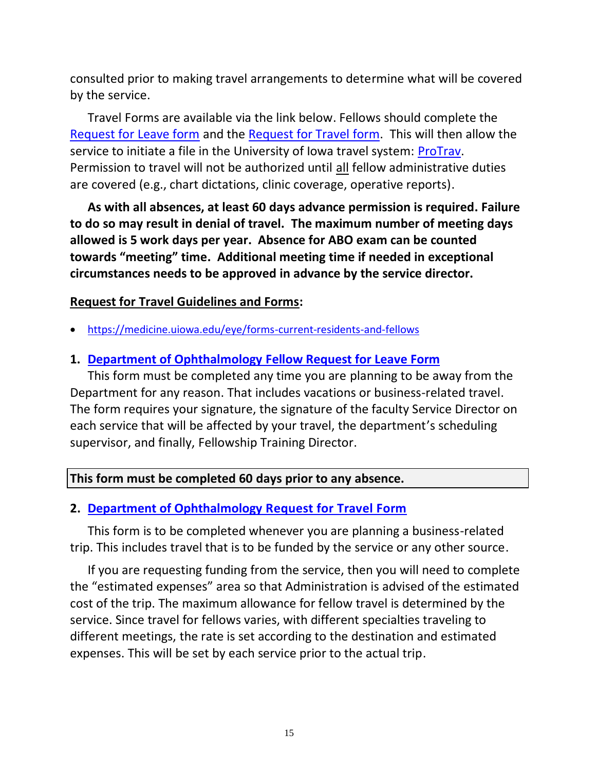consulted prior to making travel arrangements to determine what will be covered by the service.

Travel Forms are available via the link below. Fellows should complete the Request for Leave form and the Request for Travel form. This will then allow the service to initiate a file in the University of Iowa travel system: ProTrav. Permission to travel will not be authorized until all fellow administrative duties are covered (e.g., chart dictations, clinic coverage, operative reports).

**As with all absences, at least 60 days advance permission is required. Failure to do so may result in denial of travel. The maximum number of meeting days allowed is 5 work days per year. Absence for ABO exam can be counted towards "meeting" time. Additional meeting time if needed in exceptional circumstances needs to be approved in advance by the service director.**

**Request for Travel Guidelines and Forms:**

- https://medicine.uiowa.edu/eye/forms-current-residents-and-fellows

**1. Department of Ophthalmology Fellow Request for Leave Form**

This form must be completed any time you are planning to be away from the Department for any reason. That includes vacations or business-related travel. The form requires your signature, the signature of the faculty Service Director on each service that will be affected by your travel, the department's scheduling supervisor, and finally, Fellowship Training Director.

**This form must be completed 60 days prior to any absence.**

**2. Department of Ophthalmology Request for Travel Form**

This form is to be completed whenever you are planning a business-related trip. This includes travel that is to be funded by the service or any other source.

If you are requesting funding from the service, then you will need to complete the "estimated expenses" area so that Administration is advised of the estimated cost of the trip. The maximum allowance for fellow travel is determined by the service. Since travel for fellows varies, with different specialties traveling to different meetings, the rate is set according to the destination and estimated expenses. This will be set by each service prior to the actual trip.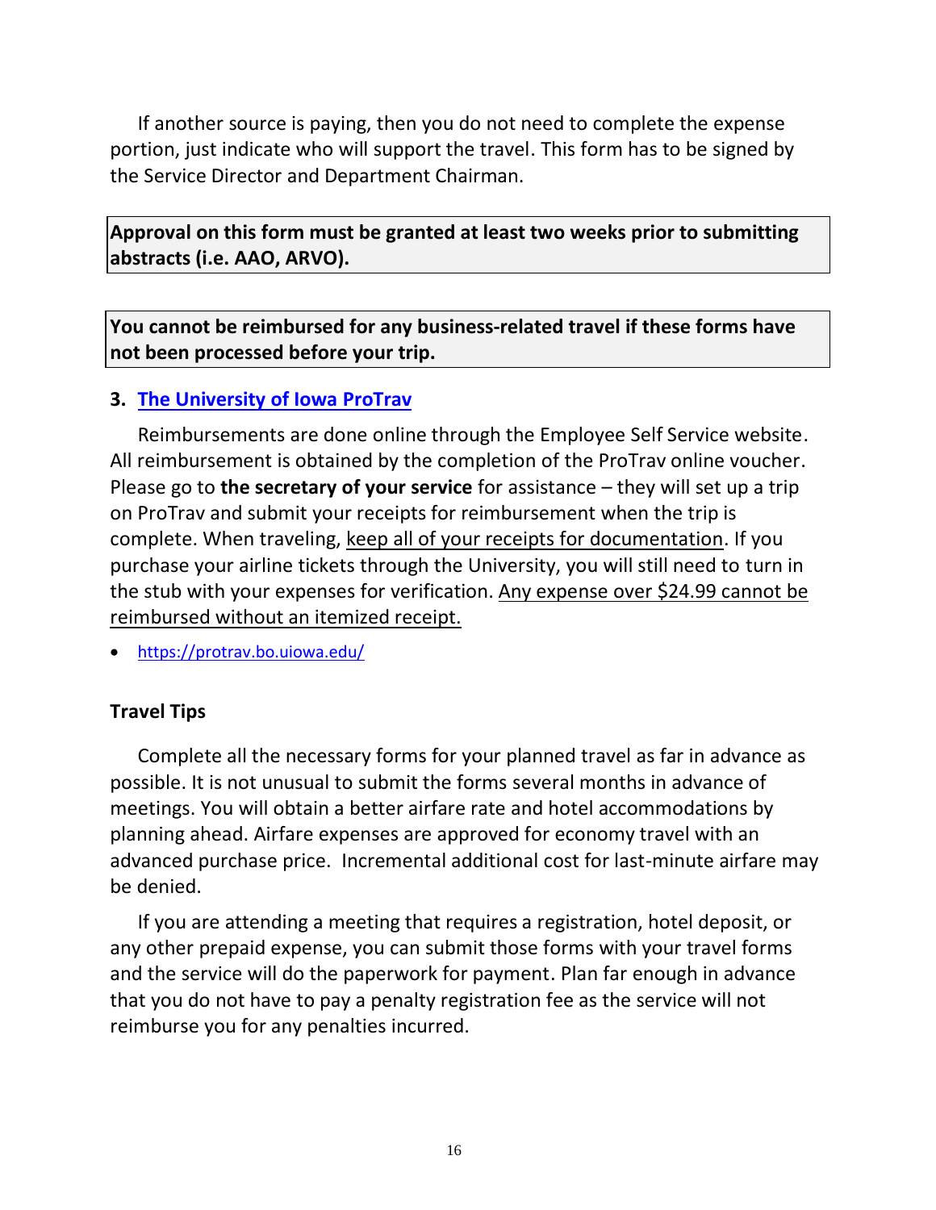If another source is paying, then you do not need to complete the expense portion, just indicate who will support the travel. This form has to be signed by the Service Director and Department Chairman.

**Approval on this form must be granted at least two weeks prior to submitting abstracts (i.e. AAO, ARVO).**

**You cannot be reimbursed for any business-related travel if these forms have not been processed before your trip.**

### 3. The University of Iowa ProTrav

Reimbursements are done online through the Employee Self Service website. All reimbursement is obtained by the completion of the ProTrav online voucher. Please go to **the secretary of your service** for assistance – they will set up a trip on ProTrav and submit your receipts for reimbursement when the trip is complete. When traveling, keep all of your receipts for documentation. If you purchase your airline tickets through the University, you will still need to turn in the stub with your expenses for verification. Any expense over $24.99 cannot be reimbursed without an itemized receipt.

- https://protrav.bo.uiowa.edu/

### Travel Tips

Complete all the necessary forms for your planned travel as far in advance as possible. It is not unusual to submit the forms several months in advance of meetings. You will obtain a better airfare rate and hotel accommodations by planning ahead. Airfare expenses are approved for economy travel with an advanced purchase price. Incremental additional cost for last-minute airfare may be denied.

If you are attending a meeting that requires a registration, hotel deposit, or any other prepaid expense, you can submit those forms with your travel forms and the service will do the paperwork for payment. Plan far enough in advance that you do not have to pay a penalty registration fee as the service will not reimburse you for any penalties incurred.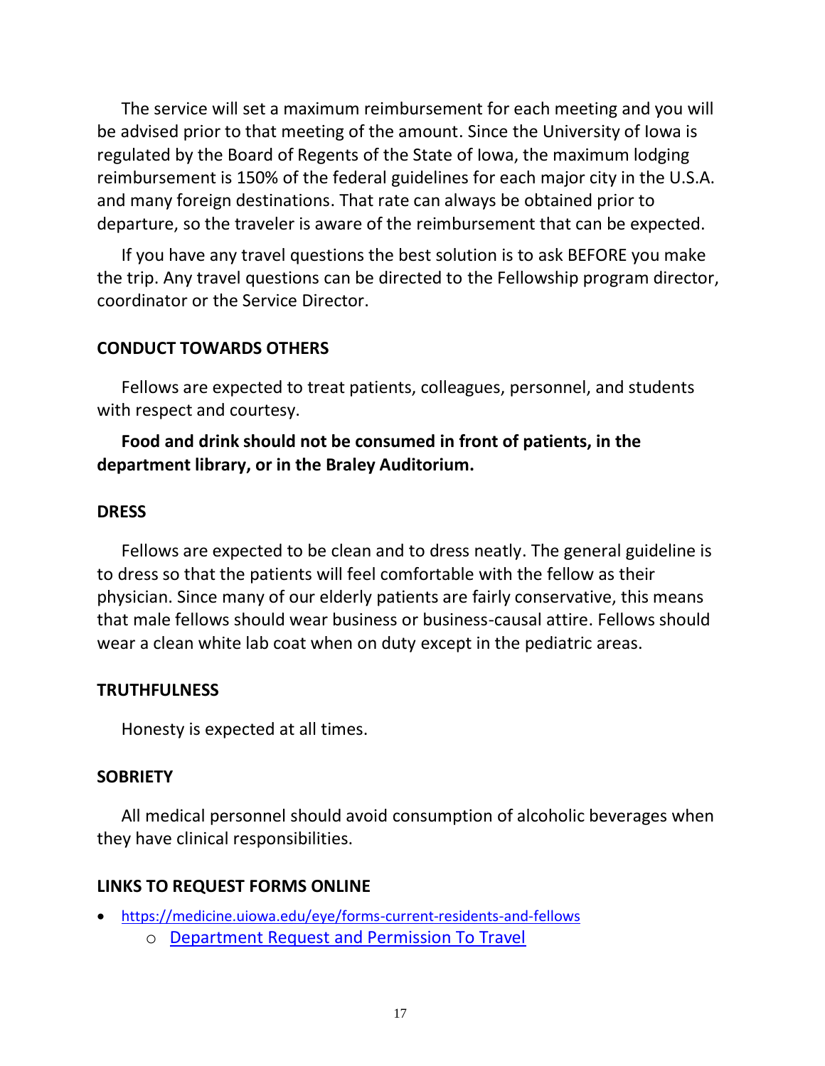The service will set a maximum reimbursement for each meeting and you will be advised prior to that meeting of the amount. Since the University of Iowa is regulated by the Board of Regents of the State of Iowa, the maximum lodging reimbursement is 150% of the federal guidelines for each major city in the U.S.A. and many foreign destinations. That rate can always be obtained prior to departure, so the traveler is aware of the reimbursement that can be expected.

If you have any travel questions the best solution is to ask BEFORE you make the trip. Any travel questions can be directed to the Fellowship program director, coordinator or the Service Director.

## CONDUCT TOWARDS OTHERS

Fellows are expected to treat patients, colleagues, personnel, and students with respect and courtesy.

**Food and drink should not be consumed in front of patients, in the department library, or in the Braley Auditorium.**

## DRESS

Fellows are expected to be clean and to dress neatly. The general guideline is to dress so that the patients will feel comfortable with the fellow as their physician. Since many of our elderly patients are fairly conservative, this means that male fellows should wear business or business-causal attire. Fellows should wear a clean white lab coat when on duty except in the pediatric areas.

## TRUTHFULNESS

Honesty is expected at all times.

## SOBRIETY

All medical personnel should avoid consumption of alcoholic beverages when they have clinical responsibilities.

## LINKS TO REQUEST FORMS ONLINE

- https://medicine.uiowa.edu/eye/forms-current-residents-and-fellows
    - Department Request and Permission To Travel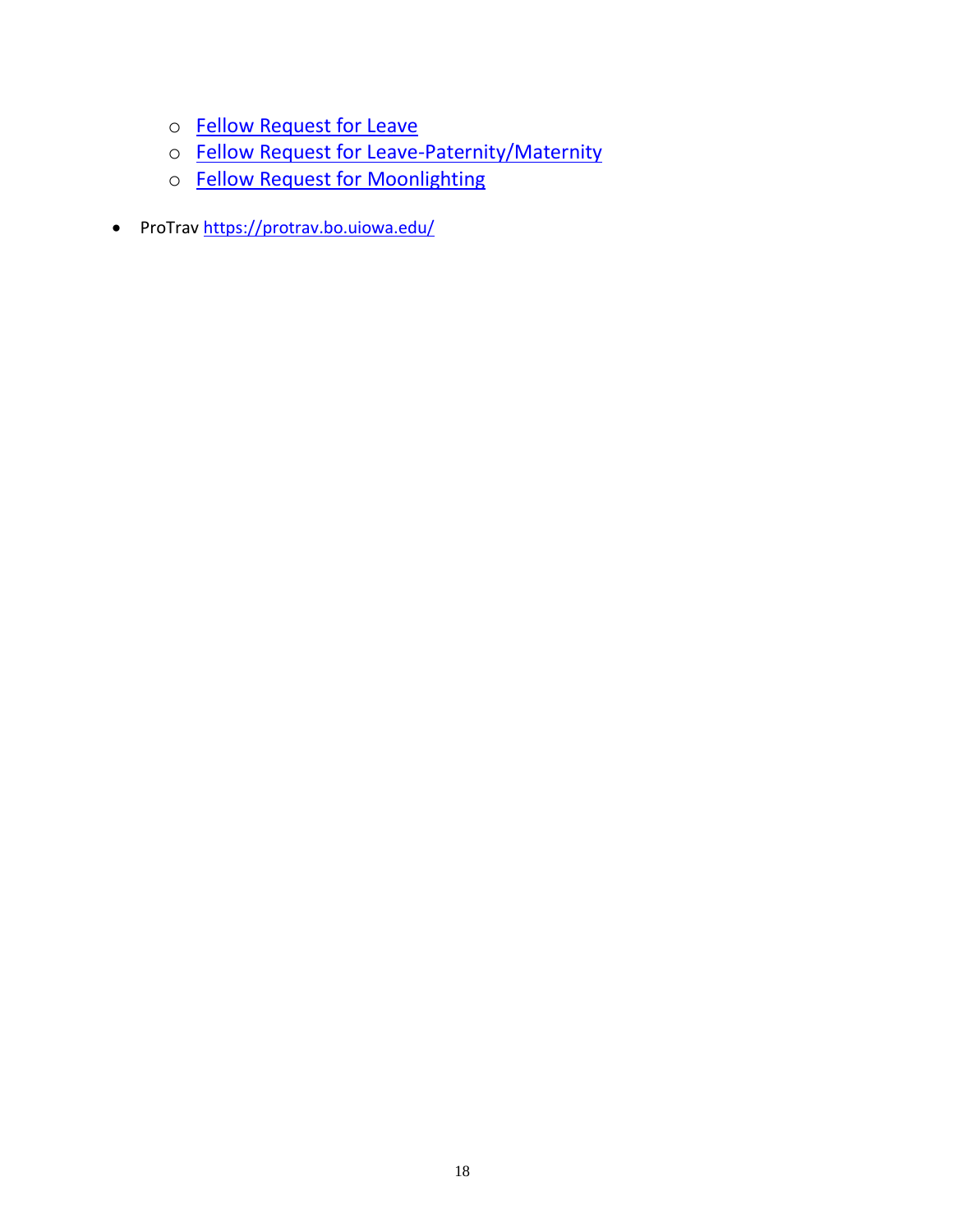- Fellow Request for Leave
  - Fellow Request for Leave-Paternity/Maternity
  - Fellow Request for Moonlighting

- ProTrav https://protrav.bo.uiowa.edu/